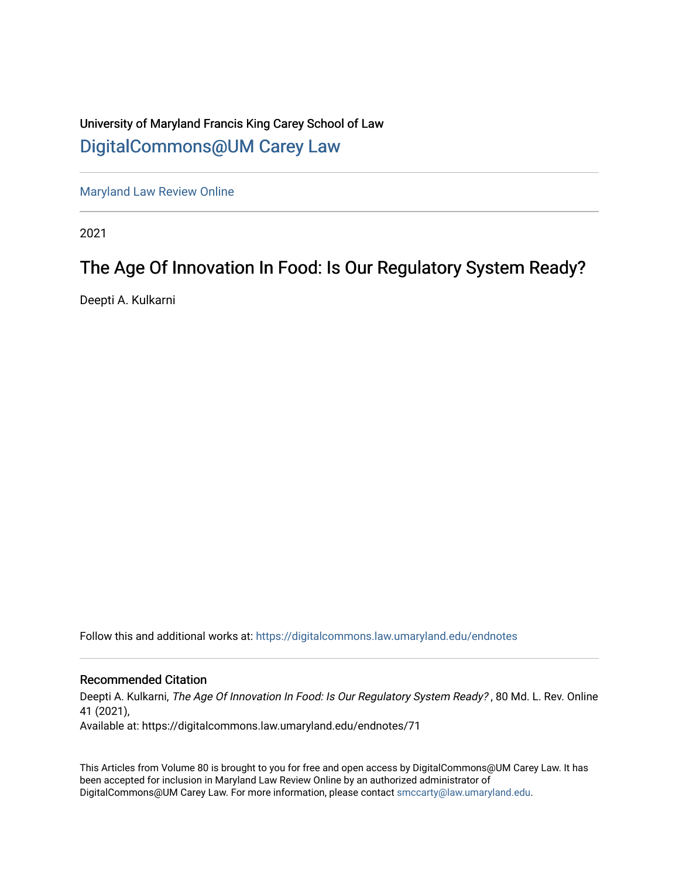University of Maryland Francis King Carey School of Law

## DigitalCommons@UM Carey Law

Maryland Law Review Online

2021

# The Age Of Innovation In Food: Is Our Regulatory System Ready?

Deepti A. Kulkarni

Follow this and additional works at: https://digitalcommons.law.umaryland.edu/endnotes

### Recommended Citation

Deepti A. Kulkarni, *The Age Of Innovation In Food: Is Our Regulatory System Ready?* , 80 Md. L. Rev. Online 41 (2021),
Available at: https://digitalcommons.law.umaryland.edu/endnotes/71

This Articles from Volume 80 is brought to you for free and open access by DigitalCommons@UM Carey Law. It has been accepted for inclusion in Maryland Law Review Online by an authorized administrator of DigitalCommons@UM Carey Law. For more information, please contact smccarty@law.umaryland.edu.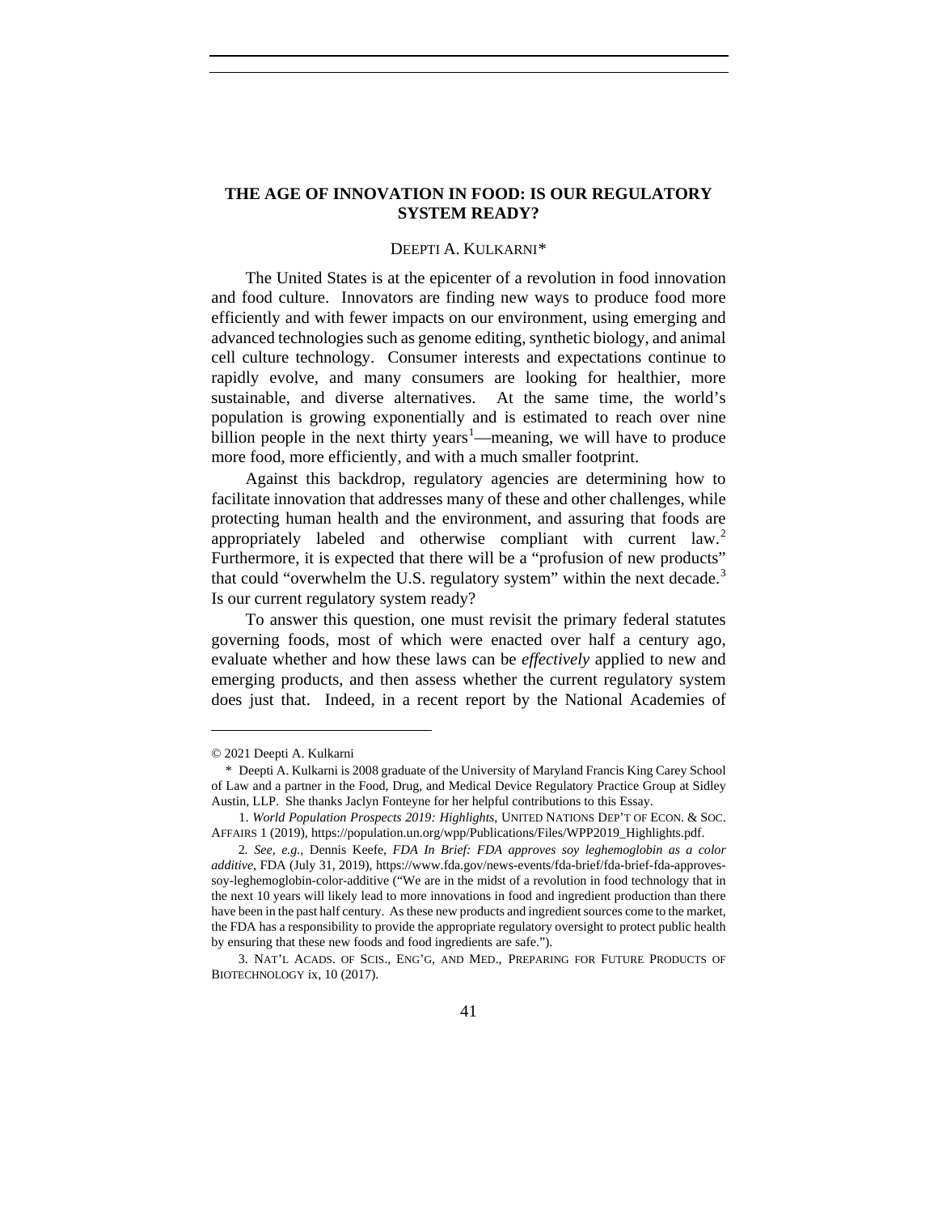# THE AGE OF INNOVATION IN FOOD: IS OUR REGULATORY SYSTEM READY?

DEEPTI A. KULKARNI*

The United States is at the epicenter of a revolution in food innovation and food culture. Innovators are finding new ways to produce food more efficiently and with fewer impacts on our environment, using emerging and advanced technologies such as genome editing, synthetic biology, and animal cell culture technology. Consumer interests and expectations continue to rapidly evolve, and many consumers are looking for healthier, more sustainable, and diverse alternatives. At the same time, the world's population is growing exponentially and is estimated to reach over nine billion people in the next thirty years[1]—meaning, we will have to produce more food, more efficiently, and with a much smaller footprint.

Against this backdrop, regulatory agencies are determining how to facilitate innovation that addresses many of these and other challenges, while protecting human health and the environment, and assuring that foods are appropriately labeled and otherwise compliant with current law.[2] Furthermore, it is expected that there will be a "profusion of new products" that could "overwhelm the U.S. regulatory system" within the next decade.[3] Is our current regulatory system ready?

To answer this question, one must revisit the primary federal statutes governing foods, most of which were enacted over half a century ago, evaluate whether and how these laws can be *effectively* applied to new and emerging products, and then assess whether the current regulatory system does just that. Indeed, in a recent report by the National Academies of

---

© 2021 Deepti A. Kulkarni

\* Deepti A. Kulkarni is 2008 graduate of the University of Maryland Francis King Carey School of Law and a partner in the Food, Drug, and Medical Device Regulatory Practice Group at Sidley Austin, LLP. She thanks Jaclyn Fonteyne for her helpful contributions to this Essay.

1. *World Population Prospects 2019: Highlights*, UNITED NATIONS DEP'T OF ECON. & SOC. AFFAIRS 1 (2019), https://population.un.org/wpp/Publications/Files/WPP2019_Highlights.pdf.

2. *See, e.g.*, Dennis Keefe, *FDA In Brief: FDA approves soy leghemoglobin as a color additive*, FDA (July 31, 2019), https://www.fda.gov/news-events/fda-brief/fda-brief-fda-approves-soy-leghemoglobin-color-additive ("We are in the midst of a revolution in food technology that in the next 10 years will likely lead to more innovations in food and ingredient production than there have been in the past half century. As these new products and ingredient sources come to the market, the FDA has a responsibility to provide the appropriate regulatory oversight to protect public health by ensuring that these new foods and food ingredients are safe.").

3. NAT'L ACADS. OF SCIS., ENG'G, AND MED., PREPARING FOR FUTURE PRODUCTS OF BIOTECHNOLOGY ix, 10 (2017).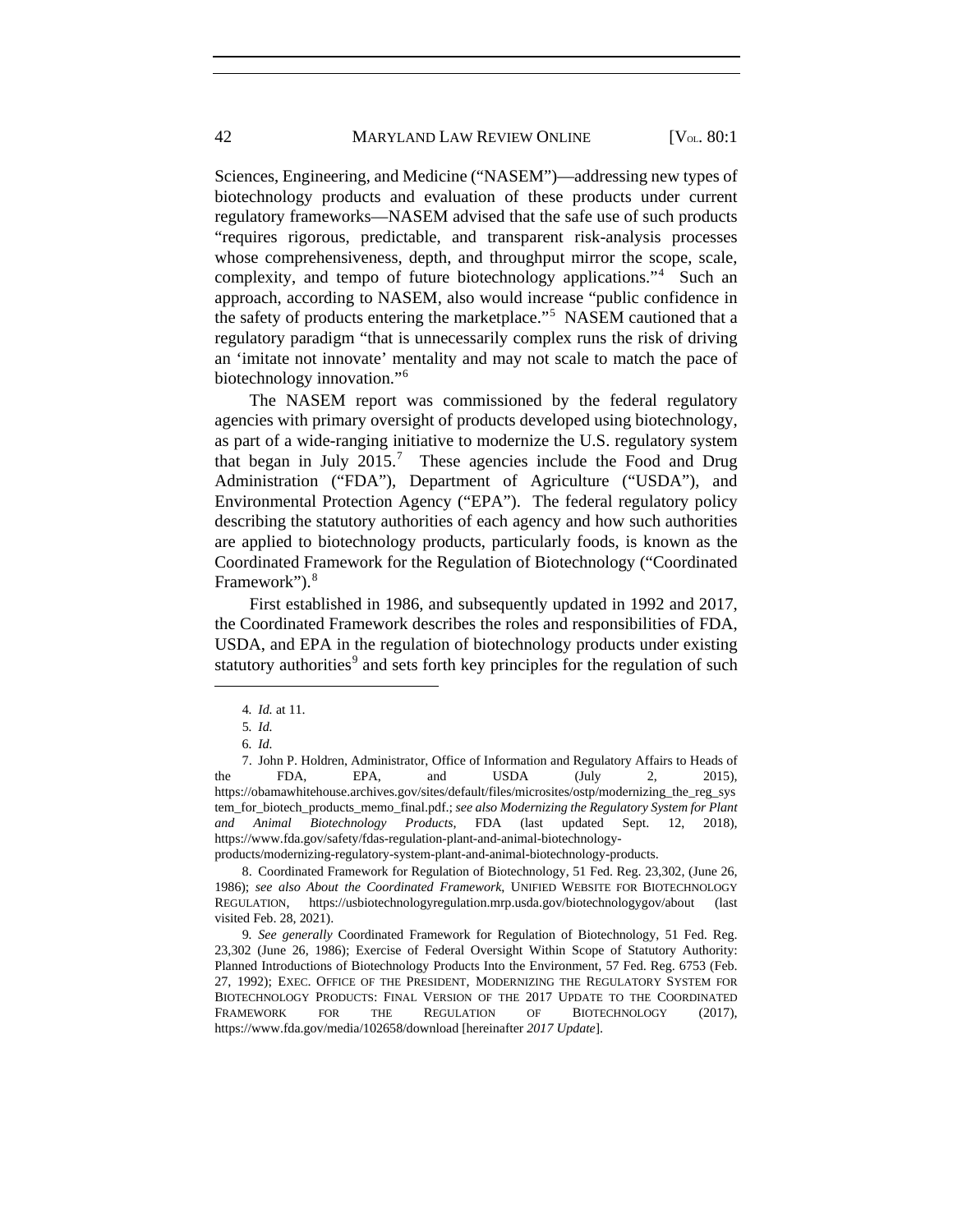Sciences, Engineering, and Medicine ("NASEM")—addressing new types of biotechnology products and evaluation of these products under current regulatory frameworks—NASEM advised that the safe use of such products "requires rigorous, predictable, and transparent risk-analysis processes whose comprehensiveness, depth, and throughput mirror the scope, scale, complexity, and tempo of future biotechnology applications."[4] Such an approach, according to NASEM, also would increase "public confidence in the safety of products entering the marketplace."[5] NASEM cautioned that a regulatory paradigm "that is unnecessarily complex runs the risk of driving an 'imitate not innovate' mentality and may not scale to match the pace of biotechnology innovation."[6]

The NASEM report was commissioned by the federal regulatory agencies with primary oversight of products developed using biotechnology, as part of a wide-ranging initiative to modernize the U.S. regulatory system that began in July 2015.[7] These agencies include the Food and Drug Administration ("FDA"), Department of Agriculture ("USDA"), and Environmental Protection Agency ("EPA"). The federal regulatory policy describing the statutory authorities of each agency and how such authorities are applied to biotechnology products, particularly foods, is known as the Coordinated Framework for the Regulation of Biotechnology ("Coordinated Framework").[8]

First established in 1986, and subsequently updated in 1992 and 2017, the Coordinated Framework describes the roles and responsibilities of FDA, USDA, and EPA in the regulation of biotechnology products under existing statutory authorities[9] and sets forth key principles for the regulation of such

---

4. *Id.* at 11.

5. *Id.*

6. *Id.*

7. John P. Holdren, Administrator, Office of Information and Regulatory Affairs to Heads of the FDA, EPA, and USDA (July 2, 2015), https://obamawhitehouse.archives.gov/sites/default/files/microsites/ostp/modernizing_the_reg_system_for_biotech_products_memo_final.pdf.; *see also Modernizing the Regulatory System for Plant and Animal Biotechnology Products*, FDA (last updated Sept. 12, 2018), https://www.fda.gov/safety/fdas-regulation-plant-and-animal-biotechnology-products/modernizing-regulatory-system-plant-and-animal-biotechnology-products.

8. Coordinated Framework for Regulation of Biotechnology, 51 Fed. Reg. 23,302, (June 26, 1986); *see also About the Coordinated Framework*, UNIFIED WEBSITE FOR BIOTECHNOLOGY REGULATION, https://usbiotechnologyregulation.mrp.usda.gov/biotechnologygov/about (last visited Feb. 28, 2021).

9. *See generally* Coordinated Framework for Regulation of Biotechnology, 51 Fed. Reg. 23,302 (June 26, 1986); Exercise of Federal Oversight Within Scope of Statutory Authority: Planned Introductions of Biotechnology Products Into the Environment, 57 Fed. Reg. 6753 (Feb. 27, 1992); EXEC. OFFICE OF THE PRESIDENT, MODERNIZING THE REGULATORY SYSTEM FOR BIOTECHNOLOGY PRODUCTS: FINAL VERSION OF THE 2017 UPDATE TO THE COORDINATED FRAMEWORK FOR THE REGULATION OF BIOTECHNOLOGY (2017), https://www.fda.gov/media/102658/download [hereinafter *2017 Update*].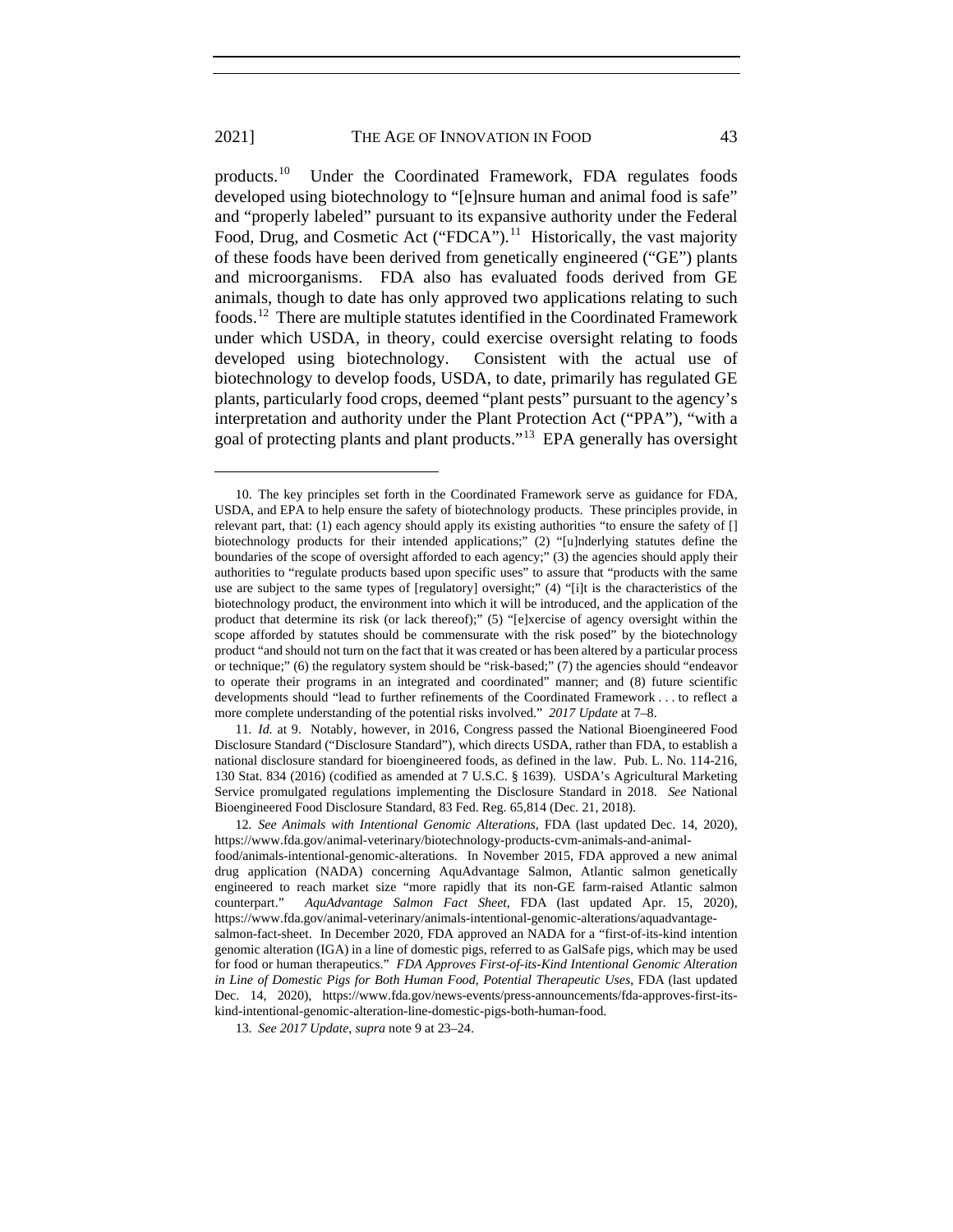products.[10] Under the Coordinated Framework, FDA regulates foods developed using biotechnology to "[e]nsure human and animal food is safe" and "properly labeled" pursuant to its expansive authority under the Federal Food, Drug, and Cosmetic Act ("FDCA").[11] Historically, the vast majority of these foods have been derived from genetically engineered ("GE") plants and microorganisms. FDA also has evaluated foods derived from GE animals, though to date has only approved two applications relating to such foods.[12] There are multiple statutes identified in the Coordinated Framework under which USDA, in theory, could exercise oversight relating to foods developed using biotechnology. Consistent with the actual use of biotechnology to develop foods, USDA, to date, primarily has regulated GE plants, particularly food crops, deemed "plant pests" pursuant to the agency's interpretation and authority under the Plant Protection Act ("PPA"), "with a goal of protecting plants and plant products."[13] EPA generally has oversight

---

10. The key principles set forth in the Coordinated Framework serve as guidance for FDA, USDA, and EPA to help ensure the safety of biotechnology products. These principles provide, in relevant part, that: (1) each agency should apply its existing authorities "to ensure the safety of [] biotechnology products for their intended applications;" (2) "[u]nderlying statutes define the boundaries of the scope of oversight afforded to each agency;" (3) the agencies should apply their authorities to "regulate products based upon specific uses" to assure that "products with the same use are subject to the same types of [regulatory] oversight;" (4) "[i]t is the characteristics of the biotechnology product, the environment into which it will be introduced, and the application of the product that determine its risk (or lack thereof);" (5) "[e]xercise of agency oversight within the scope afforded by statutes should be commensurate with the risk posed" by the biotechnology product "and should not turn on the fact that it was created or has been altered by a particular process or technique;" (6) the regulatory system should be "risk-based;" (7) the agencies should "endeavor to operate their programs in an integrated and coordinated" manner; and (8) future scientific developments should "lead to further refinements of the Coordinated Framework . . . to reflect a more complete understanding of the potential risks involved." *2017 Update* at 7–8.

11. *Id.* at 9. Notably, however, in 2016, Congress passed the National Bioengineered Food Disclosure Standard ("Disclosure Standard"), which directs USDA, rather than FDA, to establish a national disclosure standard for bioengineered foods, as defined in the law. Pub. L. No. 114-216, 130 Stat. 834 (2016) (codified as amended at 7 U.S.C. § 1639). USDA's Agricultural Marketing Service promulgated regulations implementing the Disclosure Standard in 2018. *See* National Bioengineered Food Disclosure Standard, 83 Fed. Reg. 65,814 (Dec. 21, 2018).

12. *See Animals with Intentional Genomic Alterations*, FDA (last updated Dec. 14, 2020), https://www.fda.gov/animal-veterinary/biotechnology-products-cvm-animals-and-animal-food/animals-intentional-genomic-alterations. In November 2015, FDA approved a new animal drug application (NADA) concerning AquAdvantage Salmon, Atlantic salmon genetically engineered to reach market size "more rapidly that its non-GE farm-raised Atlantic salmon counterpart." *AquAdvantage Salmon Fact Sheet*, FDA (last updated Apr. 15, 2020), https://www.fda.gov/animal-veterinary/animals-intentional-genomic-alterations/aquadvantage-salmon-fact-sheet. In December 2020, FDA approved an NADA for a "first-of-its-kind intention genomic alteration (IGA) in a line of domestic pigs, referred to as GalSafe pigs, which may be used for food or human therapeutics." *FDA Approves First-of-its-Kind Intentional Genomic Alteration in Line of Domestic Pigs for Both Human Food, Potential Therapeutic Uses*, FDA (last updated Dec. 14, 2020), https://www.fda.gov/news-events/press-announcements/fda-approves-first-its-kind-intentional-genomic-alteration-line-domestic-pigs-both-human-food.

13. *See 2017 Update*, *supra* note 9 at 23–24.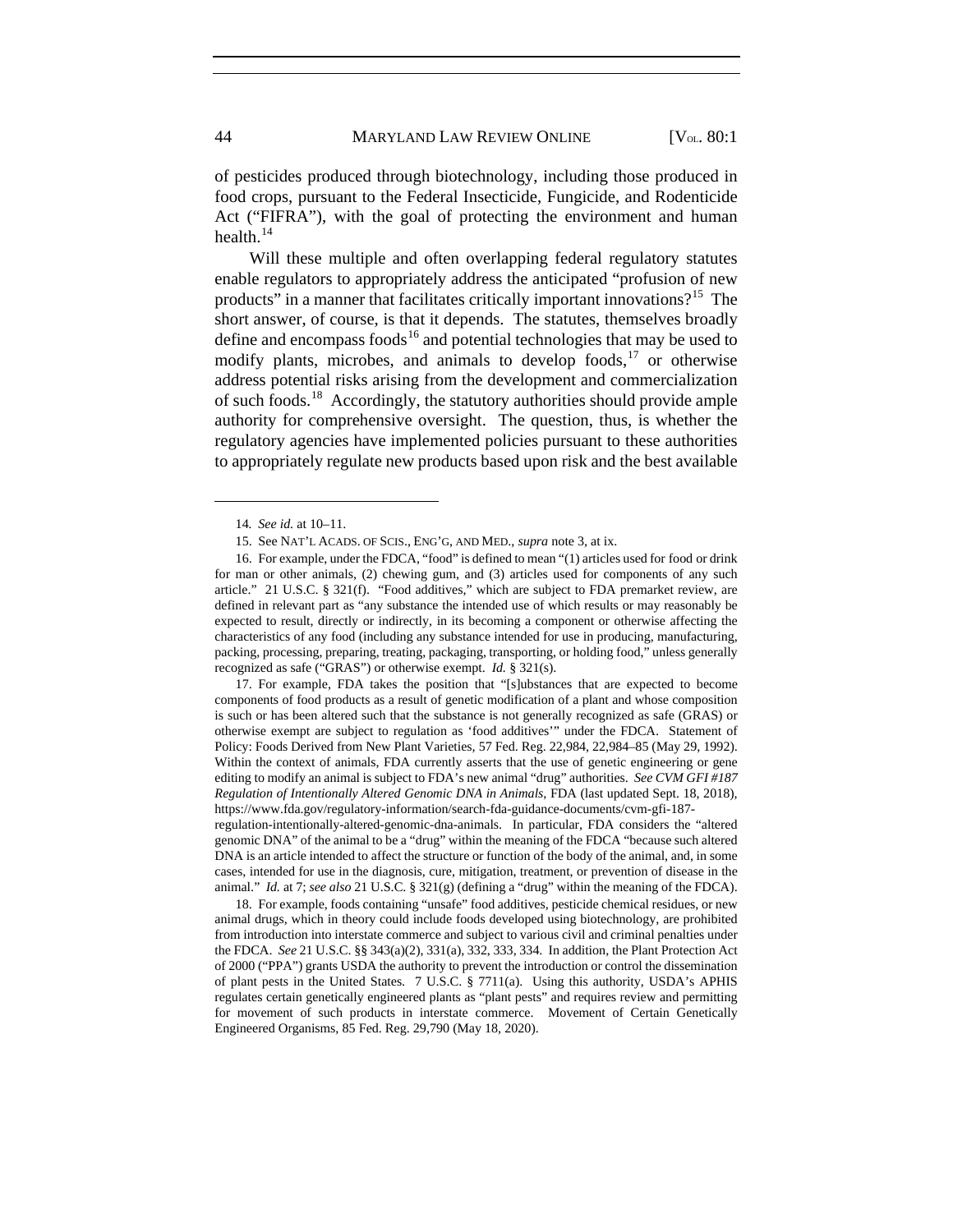of pesticides produced through biotechnology, including those produced in food crops, pursuant to the Federal Insecticide, Fungicide, and Rodenticide Act ("FIFRA"), with the goal of protecting the environment and human health.[14]

Will these multiple and often overlapping federal regulatory statutes enable regulators to appropriately address the anticipated "profusion of new products" in a manner that facilitates critically important innovations?[15] The short answer, of course, is that it depends. The statutes, themselves broadly define and encompass foods[16] and potential technologies that may be used to modify plants, microbes, and animals to develop foods,[17] or otherwise address potential risks arising from the development and commercialization of such foods.[18] Accordingly, the statutory authorities should provide ample authority for comprehensive oversight. The question, thus, is whether the regulatory agencies have implemented policies pursuant to these authorities to appropriately regulate new products based upon risk and the best available

---

14. *See id.* at 10–11.

15. See NAT'L ACADS. OF SCIS., ENG'G, AND MED., *supra* note 3, at ix.

16. For example, under the FDCA, "food" is defined to mean "(1) articles used for food or drink for man or other animals, (2) chewing gum, and (3) articles used for components of any such article." 21 U.S.C. § 321(f). "Food additives," which are subject to FDA premarket review, are defined in relevant part as "any substance the intended use of which results or may reasonably be expected to result, directly or indirectly, in its becoming a component or otherwise affecting the characteristics of any food (including any substance intended for use in producing, manufacturing, packing, processing, preparing, treating, packaging, transporting, or holding food," unless generally recognized as safe ("GRAS") or otherwise exempt. *Id.* § 321(s).

17. For example, FDA takes the position that "[s]ubstances that are expected to become components of food products as a result of genetic modification of a plant and whose composition is such or has been altered such that the substance is not generally recognized as safe (GRAS) or otherwise exempt are subject to regulation as 'food additives'" under the FDCA. Statement of Policy: Foods Derived from New Plant Varieties, 57 Fed. Reg. 22,984, 22,984–85 (May 29, 1992). Within the context of animals, FDA currently asserts that the use of genetic engineering or gene editing to modify an animal is subject to FDA's new animal "drug" authorities. *See CVM GFI #187 Regulation of Intentionally Altered Genomic DNA in Animals*, FDA (last updated Sept. 18, 2018), https://www.fda.gov/regulatory-information/search-fda-guidance-documents/cvm-gfi-187-regulation-intentionally-altered-genomic-dna-animals. In particular, FDA considers the "altered genomic DNA" of the animal to be a "drug" within the meaning of the FDCA "because such altered DNA is an article intended to affect the structure or function of the body of the animal, and, in some cases, intended for use in the diagnosis, cure, mitigation, treatment, or prevention of disease in the animal." *Id.* at 7; *see also* 21 U.S.C. § 321(g) (defining a "drug" within the meaning of the FDCA).

18. For example, foods containing "unsafe" food additives, pesticide chemical residues, or new animal drugs, which in theory could include foods developed using biotechnology, are prohibited from introduction into interstate commerce and subject to various civil and criminal penalties under the FDCA. *See* 21 U.S.C. §§ 343(a)(2), 331(a), 332, 333, 334. In addition, the Plant Protection Act of 2000 ("PPA") grants USDA the authority to prevent the introduction or control the dissemination of plant pests in the United States. 7 U.S.C. § 7711(a). Using this authority, USDA's APHIS regulates certain genetically engineered plants as "plant pests" and requires review and permitting for movement of such products in interstate commerce. Movement of Certain Genetically Engineered Organisms, 85 Fed. Reg. 29,790 (May 18, 2020).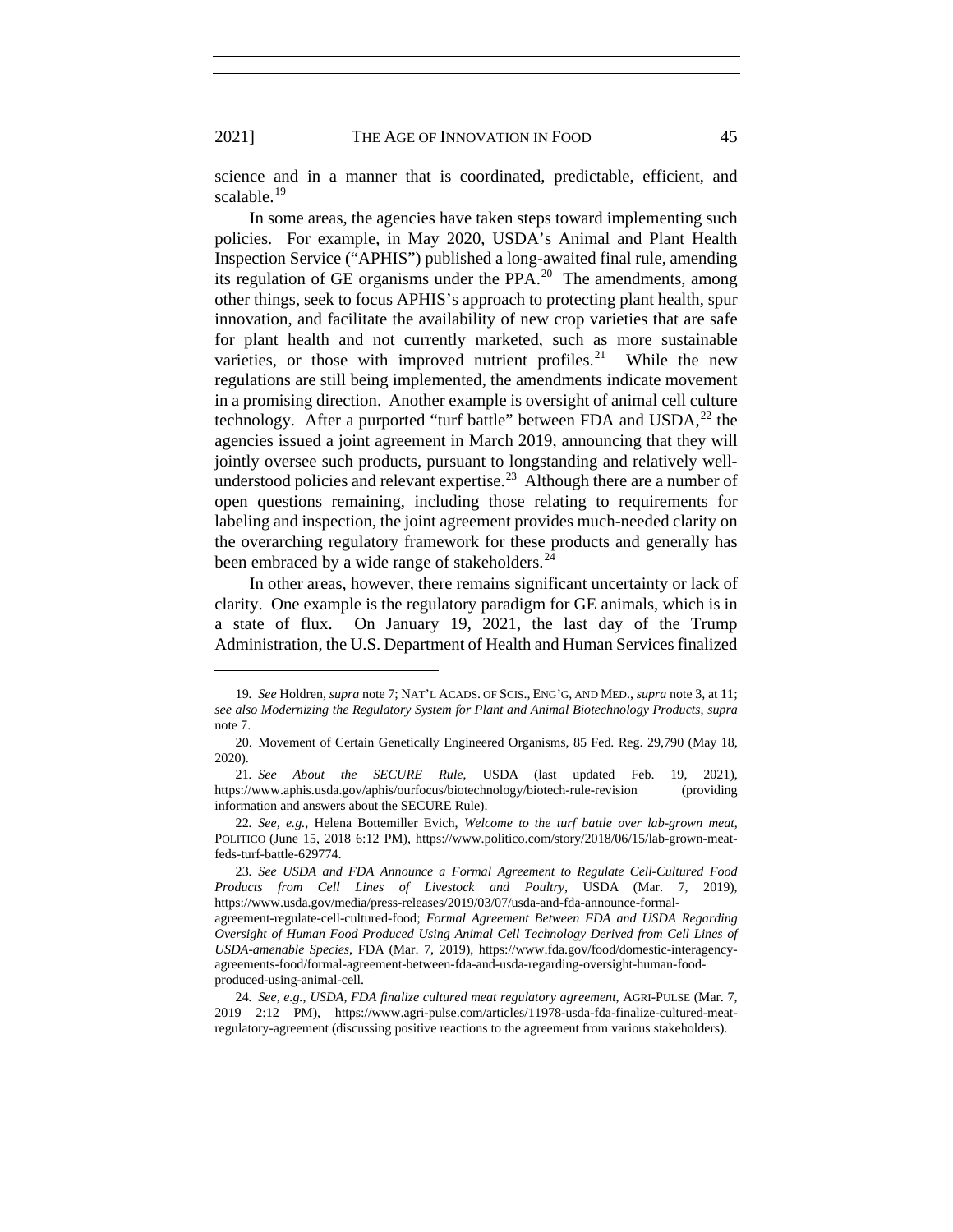science and in a manner that is coordinated, predictable, efficient, and scalable.[19]

In some areas, the agencies have taken steps toward implementing such policies. For example, in May 2020, USDA's Animal and Plant Health Inspection Service ("APHIS") published a long-awaited final rule, amending its regulation of GE organisms under the PPA.[20] The amendments, among other things, seek to focus APHIS's approach to protecting plant health, spur innovation, and facilitate the availability of new crop varieties that are safe for plant health and not currently marketed, such as more sustainable varieties, or those with improved nutrient profiles.[21] While the new regulations are still being implemented, the amendments indicate movement in a promising direction. Another example is oversight of animal cell culture technology. After a purported "turf battle" between FDA and USDA,[22] the agencies issued a joint agreement in March 2019, announcing that they will jointly oversee such products, pursuant to longstanding and relatively well-understood policies and relevant expertise.[23] Although there are a number of open questions remaining, including those relating to requirements for labeling and inspection, the joint agreement provides much-needed clarity on the overarching regulatory framework for these products and generally has been embraced by a wide range of stakeholders.[24]

In other areas, however, there remains significant uncertainty or lack of clarity. One example is the regulatory paradigm for GE animals, which is in a state of flux. On January 19, 2021, the last day of the Trump Administration, the U.S. Department of Health and Human Services finalized

---

19. *See* Holdren, *supra* note 7; NAT'L ACADS. OF SCIS., ENG'G, AND MED., *supra* note 3, at 11; *see also Modernizing the Regulatory System for Plant and Animal Biotechnology Products*, *supra* note 7.

20. Movement of Certain Genetically Engineered Organisms, 85 Fed. Reg. 29,790 (May 18, 2020).

21. *See About the SECURE Rule*, USDA (last updated Feb. 19, 2021), https://www.aphis.usda.gov/aphis/ourfocus/biotechnology/biotech-rule-revision (providing information and answers about the SECURE Rule).

22. *See, e.g.*, Helena Bottemiller Evich, *Welcome to the turf battle over lab-grown meat*, POLITICO (June 15, 2018 6:12 PM), https://www.politico.com/story/2018/06/15/lab-grown-meat-feds-turf-battle-629774.

23. *See USDA and FDA Announce a Formal Agreement to Regulate Cell-Cultured Food Products from Cell Lines of Livestock and Poultry*, USDA (Mar. 7, 2019), https://www.usda.gov/media/press-releases/2019/03/07/usda-and-fda-announce-formal-agreement-regulate-cell-cultured-food; *Formal Agreement Between FDA and USDA Regarding Oversight of Human Food Produced Using Animal Cell Technology Derived from Cell Lines of USDA-amenable Species*, FDA (Mar. 7, 2019), https://www.fda.gov/food/domestic-interagency-agreements-food/formal-agreement-between-fda-and-usda-regarding-oversight-human-food-produced-using-animal-cell.

24. *See, e.g.*, *USDA, FDA finalize cultured meat regulatory agreement*, AGRI-PULSE (Mar. 7, 2019 2:12 PM), https://www.agri-pulse.com/articles/11978-usda-fda-finalize-cultured-meat-regulatory-agreement (discussing positive reactions to the agreement from various stakeholders).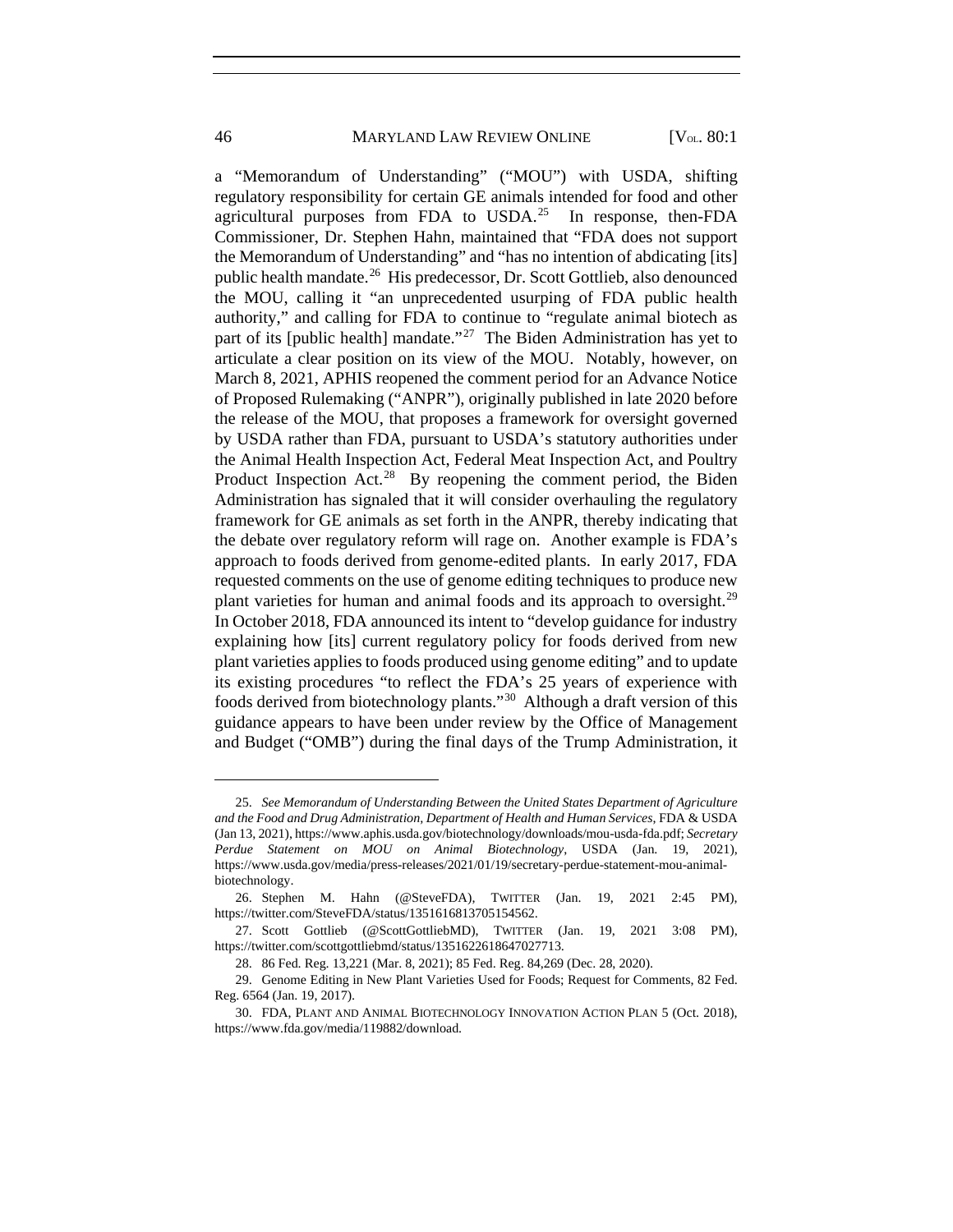a "Memorandum of Understanding" ("MOU") with USDA, shifting regulatory responsibility for certain GE animals intended for food and other agricultural purposes from FDA to USDA.[25] In response, then-FDA Commissioner, Dr. Stephen Hahn, maintained that "FDA does not support the Memorandum of Understanding" and "has no intention of abdicating [its] public health mandate.[26] His predecessor, Dr. Scott Gottlieb, also denounced the MOU, calling it "an unprecedented usurping of FDA public health authority," and calling for FDA to continue to "regulate animal biotech as part of its [public health] mandate."[27] The Biden Administration has yet to articulate a clear position on its view of the MOU. Notably, however, on March 8, 2021, APHIS reopened the comment period for an Advance Notice of Proposed Rulemaking ("ANPR"), originally published in late 2020 before the release of the MOU, that proposes a framework for oversight governed by USDA rather than FDA, pursuant to USDA's statutory authorities under the Animal Health Inspection Act, Federal Meat Inspection Act, and Poultry Product Inspection Act.[28] By reopening the comment period, the Biden Administration has signaled that it will consider overhauling the regulatory framework for GE animals as set forth in the ANPR, thereby indicating that the debate over regulatory reform will rage on. Another example is FDA's approach to foods derived from genome-edited plants. In early 2017, FDA requested comments on the use of genome editing techniques to produce new plant varieties for human and animal foods and its approach to oversight.[29] In October 2018, FDA announced its intent to "develop guidance for industry explaining how [its] current regulatory policy for foods derived from new plant varieties applies to foods produced using genome editing" and to update its existing procedures "to reflect the FDA's 25 years of experience with foods derived from biotechnology plants."[30] Although a draft version of this guidance appears to have been under review by the Office of Management and Budget ("OMB") during the final days of the Trump Administration, it

---

25. *See Memorandum of Understanding Between the United States Department of Agriculture and the Food and Drug Administration, Department of Health and Human Services*, FDA & USDA (Jan 13, 2021), https://www.aphis.usda.gov/biotechnology/downloads/mou-usda-fda.pdf; *Secretary Perdue Statement on MOU on Animal Biotechnology*, USDA (Jan. 19, 2021), https://www.usda.gov/media/press-releases/2021/01/19/secretary-perdue-statement-mou-animal-biotechnology.

26. Stephen M. Hahn (@SteveFDA), TWITTER (Jan. 19, 2021 2:45 PM), https://twitter.com/SteveFDA/status/1351616813705154562.

27. Scott Gottlieb (@ScottGottliebMD), TWITTER (Jan. 19, 2021 3:08 PM), https://twitter.com/scottgottliebmd/status/1351622618647027713.

28. 86 Fed. Reg. 13,221 (Mar. 8, 2021); 85 Fed. Reg. 84,269 (Dec. 28, 2020).

29. Genome Editing in New Plant Varieties Used for Foods; Request for Comments, 82 Fed. Reg. 6564 (Jan. 19, 2017).

30. FDA, PLANT AND ANIMAL BIOTECHNOLOGY INNOVATION ACTION PLAN 5 (Oct. 2018), https://www.fda.gov/media/119882/download.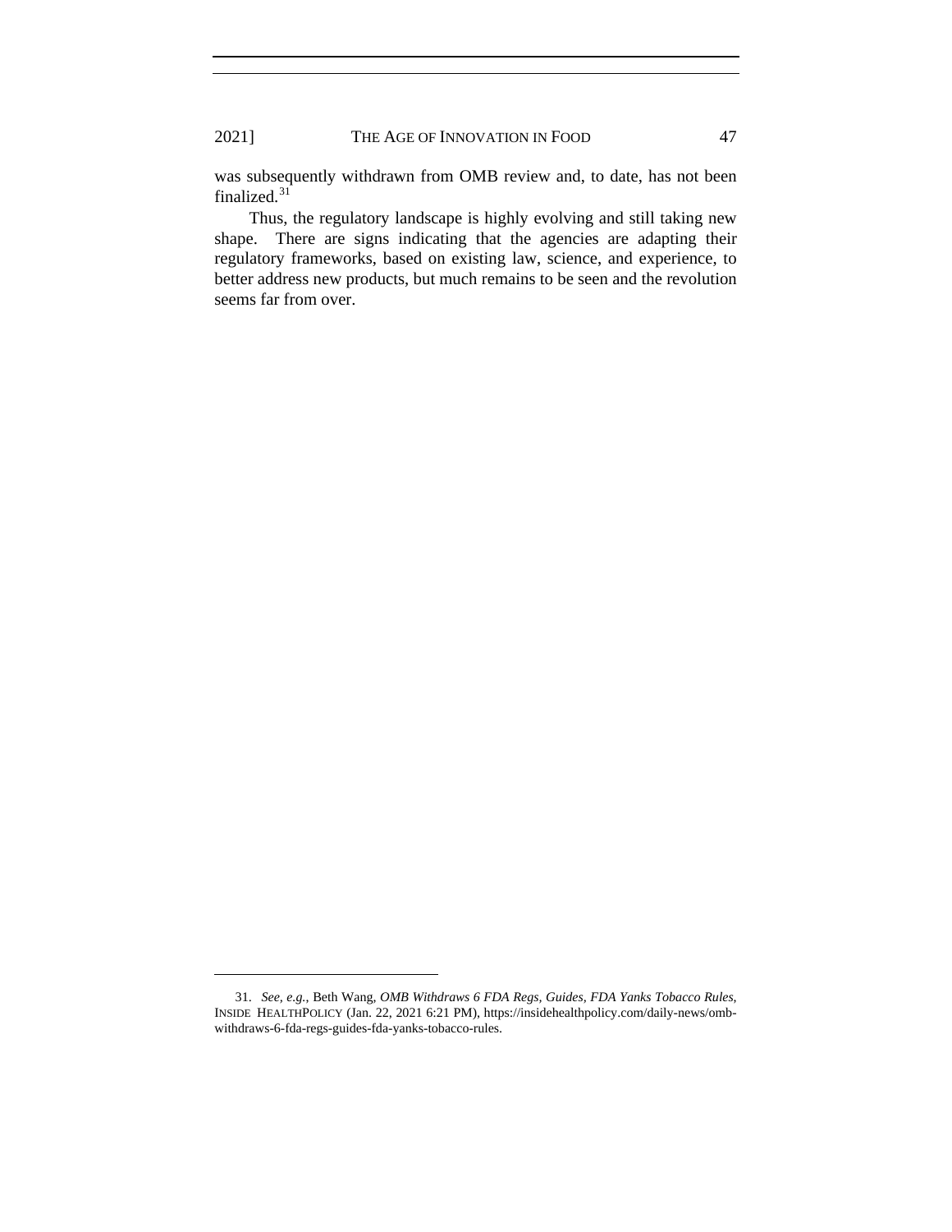was subsequently withdrawn from OMB review and, to date, has not been finalized.[31]

Thus, the regulatory landscape is highly evolving and still taking new shape. There are signs indicating that the agencies are adapting their regulatory frameworks, based on existing law, science, and experience, to better address new products, but much remains to be seen and the revolution seems far from over.

31. *See, e.g.*, Beth Wang, *OMB Withdraws 6 FDA Regs, Guides, FDA Yanks Tobacco Rules*, INSIDE HEALTHPOLICY (Jan. 22, 2021 6:21 PM), https://insidehealthpolicy.com/daily-news/omb-withdraws-6-fda-regs-guides-fda-yanks-tobacco-rules.